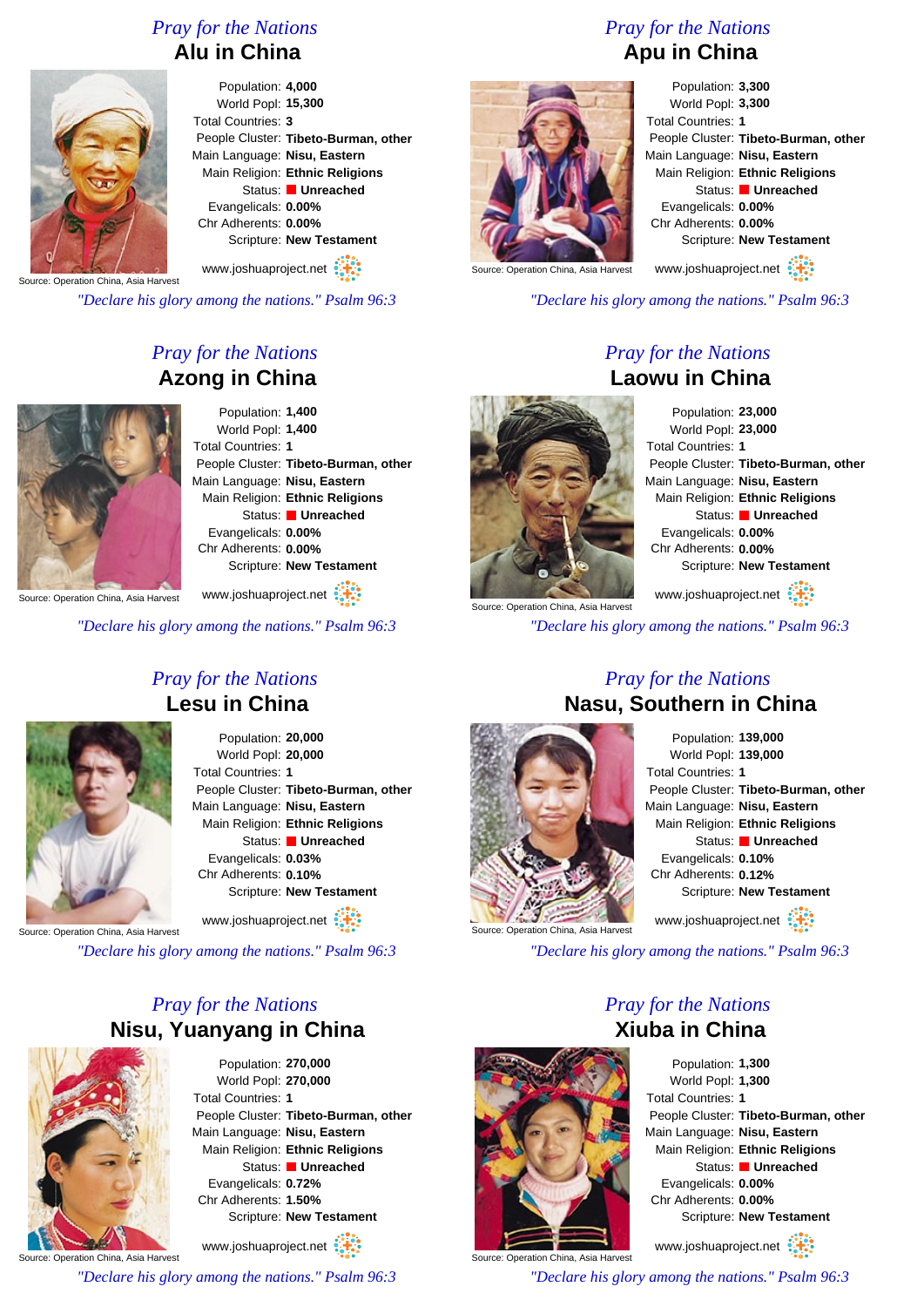*Pray for the Nations*

## Alu in China

Population: **4,000**
World Popl: **15,300**
Total Countries: **3**
People Cluster: **Tibeto-Burman, other**
Main Language: **Nisu, Eastern**
Main Religion: **Ethnic Religions**
Status: **Unreached**
Evangelicals: **0.00%**
Chr Adherents: **0.00%**
Scripture: **New Testament**

Source: Operation China, Asia Harvest

www.joshuaproject.net

*"Declare his glory among the nations." Psalm 96:3*

*Pray for the Nations*

## Apu in China

Population: **3,300**
World Popl: **3,300**
Total Countries: **1**
People Cluster: **Tibeto-Burman, other**
Main Language: **Nisu, Eastern**
Main Religion: **Ethnic Religions**
Status: **Unreached**
Evangelicals: **0.00%**
Chr Adherents: **0.00%**
Scripture: **New Testament**

Source: Operation China, Asia Harvest

www.joshuaproject.net

*"Declare his glory among the nations." Psalm 96:3*

*Pray for the Nations*

## Azong in China

Population: **1,400**
World Popl: **1,400**
Total Countries: **1**
People Cluster: **Tibeto-Burman, other**
Main Language: **Nisu, Eastern**
Main Religion: **Ethnic Religions**
Status: **Unreached**
Evangelicals: **0.00%**
Chr Adherents: **0.00%**
Scripture: **New Testament**

Source: Operation China, Asia Harvest

www.joshuaproject.net

*"Declare his glory among the nations." Psalm 96:3*

*Pray for the Nations*

## Laowu in China

Population: **23,000**
World Popl: **23,000**
Total Countries: **1**
People Cluster: **Tibeto-Burman, other**
Main Language: **Nisu, Eastern**
Main Religion: **Ethnic Religions**
Status: **Unreached**
Evangelicals: **0.00%**
Chr Adherents: **0.00%**
Scripture: **New Testament**

Source: Operation China, Asia Harvest

www.joshuaproject.net

*"Declare his glory among the nations." Psalm 96:3*

*Pray for the Nations*

## Lesu in China

Population: **20,000**
World Popl: **20,000**
Total Countries: **1**
People Cluster: **Tibeto-Burman, other**
Main Language: **Nisu, Eastern**
Main Religion: **Ethnic Religions**
Status: **Unreached**
Evangelicals: **0.03%**
Chr Adherents: **0.10%**
Scripture: **New Testament**

Source: Operation China, Asia Harvest

www.joshuaproject.net

*"Declare his glory among the nations." Psalm 96:3*

*Pray for the Nations*

## Nasu, Southern in China

Population: **139,000**
World Popl: **139,000**
Total Countries: **1**
People Cluster: **Tibeto-Burman, other**
Main Language: **Nisu, Eastern**
Main Religion: **Ethnic Religions**
Status: **Unreached**
Evangelicals: **0.10%**
Chr Adherents: **0.12%**
Scripture: **New Testament**

Source: Operation China, Asia Harvest

www.joshuaproject.net

*"Declare his glory among the nations." Psalm 96:3*

*Pray for the Nations*

## Nisu, Yuanyang in China

Population: **270,000**
World Popl: **270,000**
Total Countries: **1**
People Cluster: **Tibeto-Burman, other**
Main Language: **Nisu, Eastern**
Main Religion: **Ethnic Religions**
Status: **Unreached**
Evangelicals: **0.72%**
Chr Adherents: **1.50%**
Scripture: **New Testament**

Source: Operation China, Asia Harvest

www.joshuaproject.net

*"Declare his glory among the nations." Psalm 96:3*

*Pray for the Nations*

## Xiuba in China

Population: **1,300**
World Popl: **1,300**
Total Countries: **1**
People Cluster: **Tibeto-Burman, other**
Main Language: **Nisu, Eastern**
Main Religion: **Ethnic Religions**
Status: **Unreached**
Evangelicals: **0.00%**
Chr Adherents: **0.00%**
Scripture: **New Testament**

Source: Operation China, Asia Harvest

www.joshuaproject.net

*"Declare his glory among the nations." Psalm 96:3*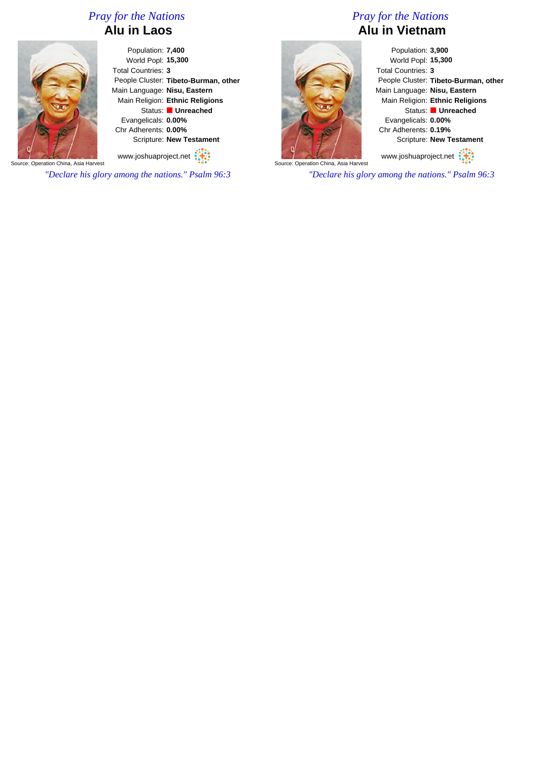*Pray for the Nations*

## Alu in Laos

Population: **7,400**
World Popl: **15,300**
Total Countries: **3**
People Cluster: **Tibeto-Burman, other**
Main Language: **Nisu, Eastern**
Main Religion: **Ethnic Religions**
Status: **Unreached**
Evangelicals: **0.00%**
Chr Adherents: **0.00%**
Scripture: **New Testament**

Source: Operation China, Asia Harvest

www.joshuaproject.net

*"Declare his glory among the nations." Psalm 96:3*

*Pray for the Nations*

## Alu in Vietnam

Population: **3,900**
World Popl: **15,300**
Total Countries: **3**
People Cluster: **Tibeto-Burman, other**
Main Language: **Nisu, Eastern**
Main Religion: **Ethnic Religions**
Status: **Unreached**
Evangelicals: **0.00%**
Chr Adherents: **0.19%**
Scripture: **New Testament**

Source: Operation China, Asia Harvest

www.joshuaproject.net

*"Declare his glory among the nations." Psalm 96:3*